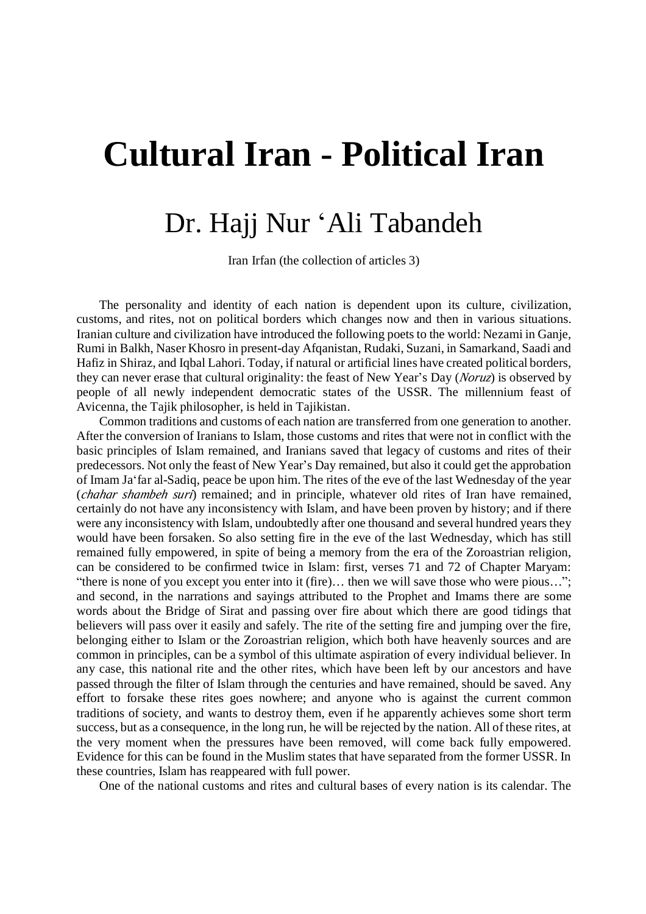# Cultural Iran - Political Iran

## Dr. Hajj Nur ʻAli Tabandeh

Iran Irfan (the collection of articles 3)

The personality and identity of each nation is dependent upon its culture, civilization, customs, and rites, not on political borders which changes now and then in various situations. Iranian culture and civilization have introduced the following poets to the world: Nezami in Ganje, Rumi in Balkh, Naser Khosro in present-day Afqanistan, Rudaki, Suzani, in Samarkand, Saadi and Hafiz in Shiraz, and Iqbal Lahori. Today, if natural or artificial lines have created political borders, they can never erase that cultural originality: the feast of New Year's Day (*Noruz*) is observed by people of all newly independent democratic states of the USSR. The millennium feast of Avicenna, the Tajik philosopher, is held in Tajikistan.

Common traditions and customs of each nation are transferred from one generation to another. After the conversion of Iranians to Islam, those customs and rites that were not in conflict with the basic principles of Islam remained, and Iranians saved that legacy of customs and rites of their predecessors. Not only the feast of New Year's Day remained, but also it could get the approbation of Imam Jaʻfar al-Sadiq, peace be upon him. The rites of the eve of the last Wednesday of the year (*chahar shambeh suri*) remained; and in principle, whatever old rites of Iran have remained, certainly do not have any inconsistency with Islam, and have been proven by history; and if there were any inconsistency with Islam, undoubtedly after one thousand and several hundred years they would have been forsaken. So also setting fire in the eve of the last Wednesday, which has still remained fully empowered, in spite of being a memory from the era of the Zoroastrian religion, can be considered to be confirmed twice in Islam: first, verses 71 and 72 of Chapter Maryam: "there is none of you except you enter into it (fire)… then we will save those who were pious…"; and second, in the narrations and sayings attributed to the Prophet and Imams there are some words about the Bridge of Sirat and passing over fire about which there are good tidings that believers will pass over it easily and safely. The rite of the setting fire and jumping over the fire, belonging either to Islam or the Zoroastrian religion, which both have heavenly sources and are common in principles, can be a symbol of this ultimate aspiration of every individual believer. In any case, this national rite and the other rites, which have been left by our ancestors and have passed through the filter of Islam through the centuries and have remained, should be saved. Any effort to forsake these rites goes nowhere; and anyone who is against the current common traditions of society, and wants to destroy them, even if he apparently achieves some short term success, but as a consequence, in the long run, he will be rejected by the nation. All of these rites, at the very moment when the pressures have been removed, will come back fully empowered. Evidence for this can be found in the Muslim states that have separated from the former USSR. In these countries, Islam has reappeared with full power.

One of the national customs and rites and cultural bases of every nation is its calendar. The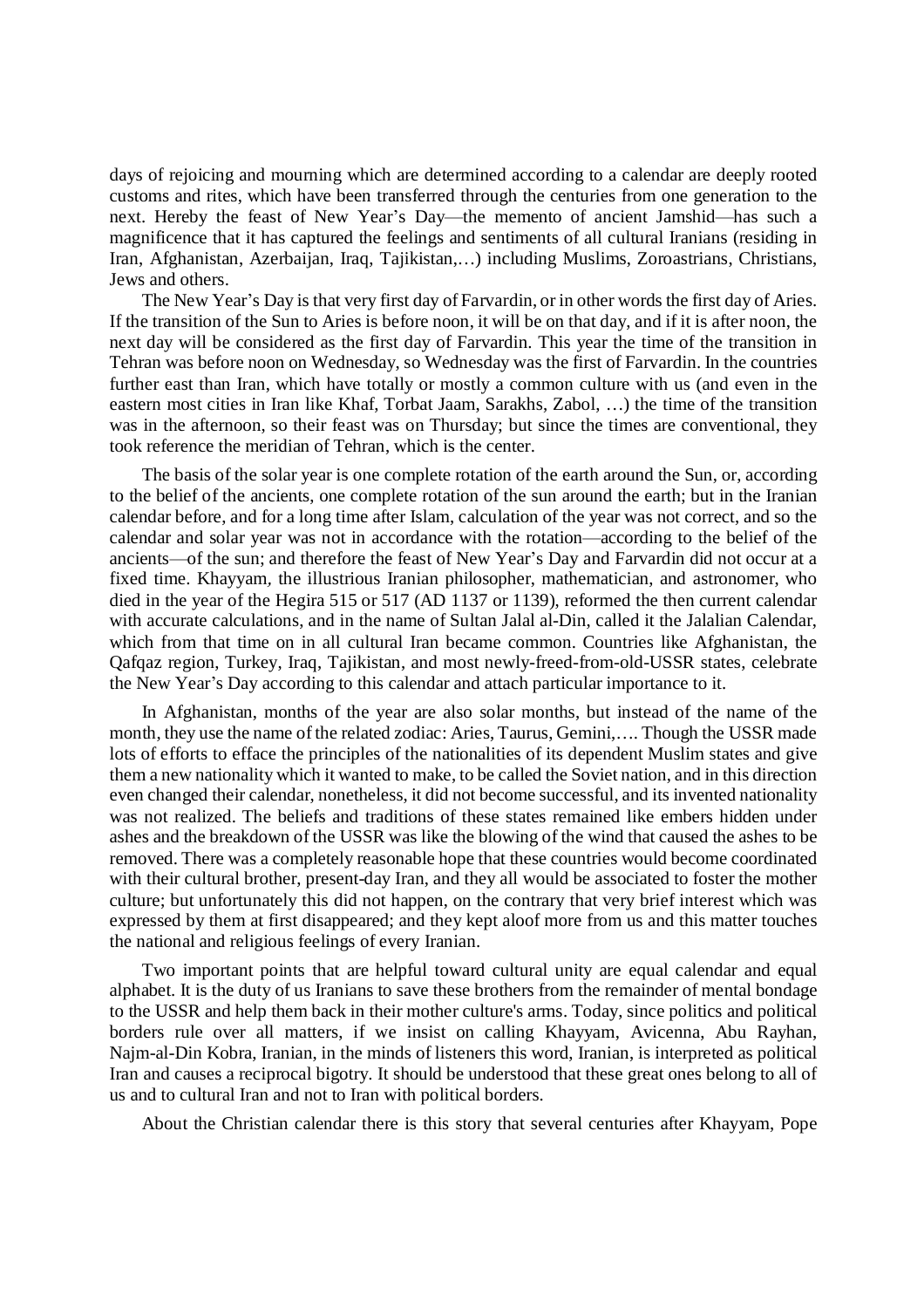days of rejoicing and mourning which are determined according to a calendar are deeply rooted customs and rites, which have been transferred through the centuries from one generation to the next. Hereby the feast of New Year's Day—the memento of ancient Jamshid—has such a magnificence that it has captured the feelings and sentiments of all cultural Iranians (residing in Iran, Afghanistan, Azerbaijan, Iraq, Tajikistan,…) including Muslims, Zoroastrians, Christians, Jews and others.

The New Year's Day is that very first day of Farvardin, or in other words the first day of Aries. If the transition of the Sun to Aries is before noon, it will be on that day, and if it is after noon, the next day will be considered as the first day of Farvardin. This year the time of the transition in Tehran was before noon on Wednesday, so Wednesday was the first of Farvardin. In the countries further east than Iran, which have totally or mostly a common culture with us (and even in the eastern most cities in Iran like Khaf, Torbat Jaam, Sarakhs, Zabol, …) the time of the transition was in the afternoon, so their feast was on Thursday; but since the times are conventional, they took reference the meridian of Tehran, which is the center.

The basis of the solar year is one complete rotation of the earth around the Sun, or, according to the belief of the ancients, one complete rotation of the sun around the earth; but in the Iranian calendar before, and for a long time after Islam, calculation of the year was not correct, and so the calendar and solar year was not in accordance with the rotation—according to the belief of the ancients—of the sun; and therefore the feast of New Year's Day and Farvardin did not occur at a fixed time. Khayyam, the illustrious Iranian philosopher, mathematician, and astronomer, who died in the year of the Hegira 515 or 517 (AD 1137 or 1139), reformed the then current calendar with accurate calculations, and in the name of Sultan Jalal al-Din, called it the Jalalian Calendar, which from that time on in all cultural Iran became common. Countries like Afghanistan, the Qafqaz region, Turkey, Iraq, Tajikistan, and most newly-freed-from-old-USSR states, celebrate the New Year's Day according to this calendar and attach particular importance to it.

In Afghanistan, months of the year are also solar months, but instead of the name of the month, they use the name of the related zodiac: Aries, Taurus, Gemini,…. Though the USSR made lots of efforts to efface the principles of the nationalities of its dependent Muslim states and give them a new nationality which it wanted to make, to be called the Soviet nation, and in this direction even changed their calendar, nonetheless, it did not become successful, and its invented nationality was not realized. The beliefs and traditions of these states remained like embers hidden under ashes and the breakdown of the USSR was like the blowing of the wind that caused the ashes to be removed. There was a completely reasonable hope that these countries would become coordinated with their cultural brother, present-day Iran, and they all would be associated to foster the mother culture; but unfortunately this did not happen, on the contrary that very brief interest which was expressed by them at first disappeared; and they kept aloof more from us and this matter touches the national and religious feelings of every Iranian.

Two important points that are helpful toward cultural unity are equal calendar and equal alphabet. It is the duty of us Iranians to save these brothers from the remainder of mental bondage to the USSR and help them back in their mother culture's arms. Today, since politics and political borders rule over all matters, if we insist on calling Khayyam, Avicenna, Abu Rayhan, Najm-al-Din Kobra, Iranian, in the minds of listeners this word, Iranian, is interpreted as political Iran and causes a reciprocal bigotry. It should be understood that these great ones belong to all of us and to cultural Iran and not to Iran with political borders.

About the Christian calendar there is this story that several centuries after Khayyam, Pope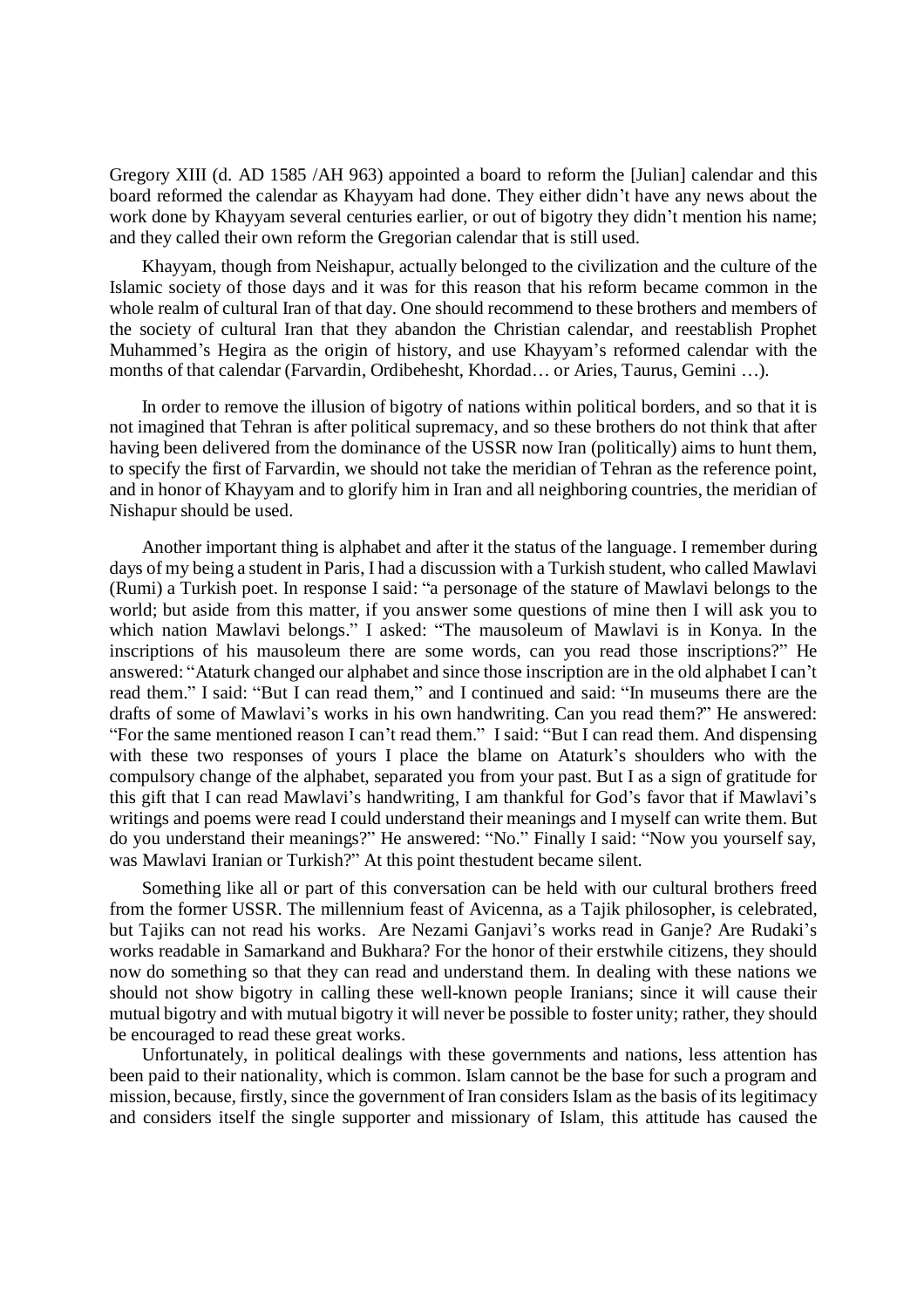Gregory XIII (d. AD 1585 /AH 963) appointed a board to reform the [Julian] calendar and this board reformed the calendar as Khayyam had done. They either didn't have any news about the work done by Khayyam several centuries earlier, or out of bigotry they didn't mention his name; and they called their own reform the Gregorian calendar that is still used.

Khayyam, though from Neishapur, actually belonged to the civilization and the culture of the Islamic society of those days and it was for this reason that his reform became common in the whole realm of cultural Iran of that day. One should recommend to these brothers and members of the society of cultural Iran that they abandon the Christian calendar, and reestablish Prophet Muhammed's Hegira as the origin of history, and use Khayyam's reformed calendar with the months of that calendar (Farvardin, Ordibehesht, Khordad… or Aries, Taurus, Gemini …).

In order to remove the illusion of bigotry of nations within political borders, and so that it is not imagined that Tehran is after political supremacy, and so these brothers do not think that after having been delivered from the dominance of the USSR now Iran (politically) aims to hunt them, to specify the first of Farvardin, we should not take the meridian of Tehran as the reference point, and in honor of Khayyam and to glorify him in Iran and all neighboring countries, the meridian of Nishapur should be used.

Another important thing is alphabet and after it the status of the language. I remember during days of my being a student in Paris, I had a discussion with a Turkish student, who called Mawlavi (Rumi) a Turkish poet. In response I said: "a personage of the stature of Mawlavi belongs to the world; but aside from this matter, if you answer some questions of mine then I will ask you to which nation Mawlavi belongs." I asked: "The mausoleum of Mawlavi is in Konya. In the inscriptions of his mausoleum there are some words, can you read those inscriptions?" He answered: "Ataturk changed our alphabet and since those inscription are in the old alphabet I can't read them." I said: "But I can read them," and I continued and said: "In museums there are the drafts of some of Mawlavi's works in his own handwriting. Can you read them?" He answered: "For the same mentioned reason I can't read them." I said: "But I can read them. And dispensing with these two responses of yours I place the blame on Ataturk's shoulders who with the compulsory change of the alphabet, separated you from your past. But I as a sign of gratitude for this gift that I can read Mawlavi's handwriting, I am thankful for God's favor that if Mawlavi's writings and poems were read I could understand their meanings and I myself can write them. But do you understand their meanings?" He answered: "No." Finally I said: "Now you yourself say, was Mawlavi Iranian or Turkish?" At this point thestudent became silent.

Something like all or part of this conversation can be held with our cultural brothers freed from the former USSR. The millennium feast of Avicenna, as a Tajik philosopher, is celebrated, but Tajiks can not read his works. Are Nezami Ganjavi's works read in Ganje? Are Rudaki's works readable in Samarkand and Bukhara? For the honor of their erstwhile citizens, they should now do something so that they can read and understand them. In dealing with these nations we should not show bigotry in calling these well-known people Iranians; since it will cause their mutual bigotry and with mutual bigotry it will never be possible to foster unity; rather, they should be encouraged to read these great works.

Unfortunately, in political dealings with these governments and nations, less attention has been paid to their nationality, which is common. Islam cannot be the base for such a program and mission, because, firstly, since the government of Iran considers Islam as the basis of its legitimacy and considers itself the single supporter and missionary of Islam, this attitude has caused the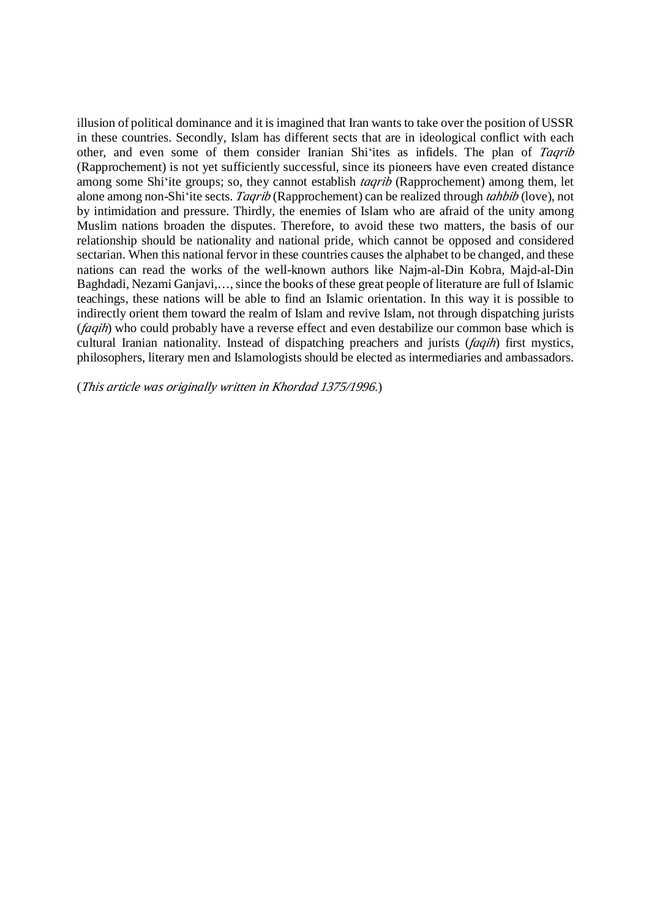illusion of political dominance and it is imagined that Iran wants to take over the position of USSR in these countries. Secondly, Islam has different sects that are in ideological conflict with each other, and even some of them consider Iranian Shi'ites as infidels. The plan of *Taqrib* (Rapprochement) is not yet sufficiently successful, since its pioneers have even created distance among some Shi'ite groups; so, they cannot establish *taqrib* (Rapprochement) among them, let alone among non-Shi'ite sects. *Taqrib* (Rapprochement) can be realized through *tahbib* (love), not by intimidation and pressure. Thirdly, the enemies of Islam who are afraid of the unity among Muslim nations broaden the disputes. Therefore, to avoid these two matters, the basis of our relationship should be nationality and national pride, which cannot be opposed and considered sectarian. When this national fervor in these countries causes the alphabet to be changed, and these nations can read the works of the well-known authors like Najm-al-Din Kobra, Majd-al-Din Baghdadi, Nezami Ganjavi,…, since the books of these great people of literature are full of Islamic teachings, these nations will be able to find an Islamic orientation. In this way it is possible to indirectly orient them toward the realm of Islam and revive Islam, not through dispatching jurists (*faqih*) who could probably have a reverse effect and even destabilize our common base which is cultural Iranian nationality. Instead of dispatching preachers and jurists (*faqih*) first mystics, philosophers, literary men and Islamologists should be elected as intermediaries and ambassadors.

(*This article was originally written in Khordad 1375/1996.*)